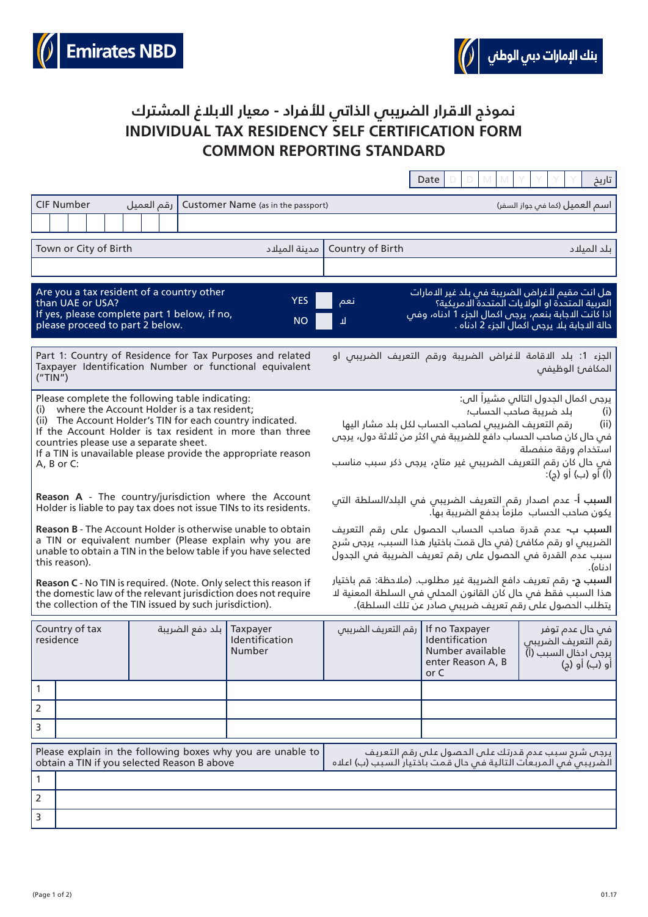Emirates NBD | بنك الإمارات دبي الوطني

# نموذج الاقرار الضريبي الذاتي للأفراد - معيار الابلاغ المشترك
# INDIVIDUAL TAX RESIDENCY SELF CERTIFICATION FORM
# COMMON REPORTING STANDARD

Date D D M M Y Y Y Y تاريخ

| CIF Number رقم العميل | Customer Name (as in the passport) اسم العميل (كما في جواز السفر) |
|---|---|
| | |

| Town or City of Birth مدينة الميلاد | Country of Birth بلد الميلاد |
|---|---|
| | |

Are you a tax resident of a country other than UAE or USA? If yes, please complete part 1 below, if no, please proceed to part 2 below.

YES نعم ☐
NO لا ☐

هل انت مقيم لأغراض الضريبة في بلد غير الامارات العربية المتحدة او الولايات المتحدة الامريكية؟ اذا كانت الاجابة بنعم، يرجى اكمال الجزء 1 ادناه، وفي حالة الاجابة بلا يرجى اكمال الجزء 2 ادناه .

## Part 1: Country of Residence for Tax Purposes and related Taxpayer Identification Number or functional equivalent ("TIN")

## الجزء 1: بلد الاقامة لأغراض الضريبة ورقم التعريف الضريبي او المكافئ الوظيفي

Please complete the following table indicating:
(i) where the Account Holder is a tax resident;
(ii) The Account Holder's TIN for each country indicated.
If the Account Holder is tax resident in more than three countries please use a separate sheet.
If a TIN is unavailable please provide the appropriate reason A, B or C:

يرجى اكمال الجدول التالي مشيراً الى:
(i) بلد ضريبة صاحب الحساب؛
(ii) رقم التعريف الضريبي لصاحب الحساب لكل بلد مشار اليها
في حال كان صاحب الحساب دافع للضريبة في اكثر من ثلاثة دول، يرجى استخدام ورقة منفصلة
في حال كان رقم التعريف الضريبي غير متاح، يرجى ذكر سبب مناسب (أ) أو (ب) أو (ج):

**Reason A** - The country/jurisdiction where the Account Holder is liable to pay tax does not issue TINs to its residents.

**السبب أ-** عدم اصدار رقم التعريف الضريبي في البلد/السلطة التي يكون صاحب الحساب ملزماً بدفع الضريبة بها.

**Reason B** - The Account Holder is otherwise unable to obtain a TIN or equivalent number (Please explain why you are unable to obtain a TIN in the below table if you have selected this reason).

**السبب ب-** عدم قدرة صاحب الحساب الحصول على رقم التعريف الضريبي او رقم مكافئ (في حال قمت باختيار هذا السبب، يرجى شرح سبب عدم القدرة في الحصول على رقم تعريف الضريبة في الجدول ادناه).

**Reason C** - No TIN is required. (Note. Only select this reason if the domestic law of the relevant jurisdiction does not require the collection of the TIN issued by such jurisdiction).

**السبب ج-** رقم تعريف دافع الضريبة غير مطلوب. (ملاحظة: قم باختيار هذا السبب فقط في حال كان القانون المحلي في السلطة المعنية لا يتطلب الحصول على رقم تعريف ضريبي صادر عن تلك السلطة).

| | Country of tax residence بلد دفع الضريبة | Taxpayer Identification Number رقم التعريف الضريبي | If no Taxpayer Identification Number available enter Reason A, B or C في حال عدم توفر رقم التعريف الضريبي يرجى ادخال السبب (أ) أو (ب) أو (ج) |
|---|---|---|---|
| 1 | | | |
| 2 | | | |
| 3 | | | |

| | Please explain in the following boxes why you are unable to obtain a TIN if you selected Reason B above يرجى شرح سبب عدم قدرتك على الحصول على رقم التعريف الضريبي في المربعات التالية في حال قمت باختيار السبب (ب) اعلاه |
|---|---|
| 1 | |
| 2 | |
| 3 | |

01.17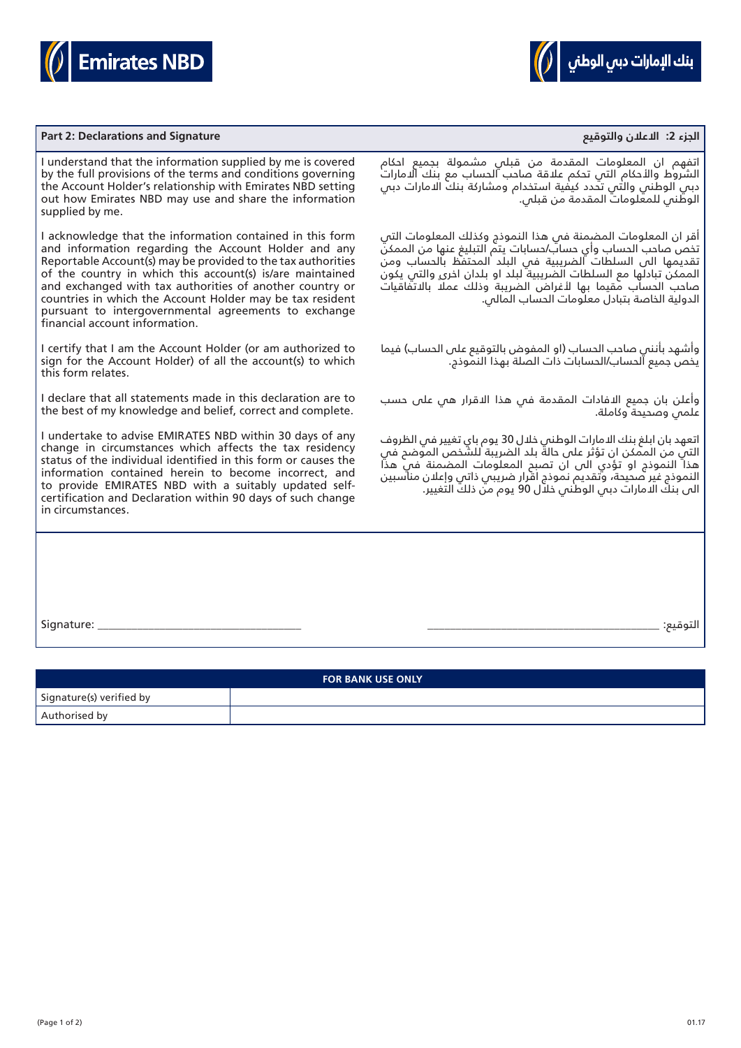Emirates NBD

بنك الإمارات دبي الوطني

## Part 2: Declarations and Signature

## الجزء 2: الاعلان والتوقيع

I understand that the information supplied by me is covered by the full provisions of the terms and conditions governing the Account Holder's relationship with Emirates NBD setting out how Emirates NBD may use and share the information supplied by me.

اتفهم ان المعلومات المقدمة من قبلي مشمولة بجميع احكام الشروط والأحكام التي تحكم علاقة صاحب الحساب مع بنك الامارات دبي الوطني والتي تحدد كيفية استخدام ومشاركة بنك الامارات دبي الوطني للمعلومات المقدمة من قبلي.

I acknowledge that the information contained in this form and information regarding the Account Holder and any Reportable Account(s) may be provided to the tax authorities of the country in which this account(s) is/are maintained and exchanged with tax authorities of another country or countries in which the Account Holder may be tax resident pursuant to intergovernmental agreements to exchange financial account information.

أقر ان المعلومات المضمنة في هذا النموذج وكذلك المعلومات التي تخص صاحب الحساب وأي حساب/حسابات يتم التبليغ عنها من الممكن تقديمها الى السلطات الضريبية في البلد المحتفظ بالحساب ومن الممكن تبادلها مع السلطات الضريبية لبلد او بلدان اخرى والتي يكون صاحب الحساب مقيما بها لأغراض الضريبة وذلك عملا بالاتفاقيات الدولية الخاصة بتبادل معلومات الحساب المالي.

I certify that I am the Account Holder (or am authorized to sign for the Account Holder) of all the account(s) to which this form relates.

وأشهد بأنني صاحب الحساب (او المفوض بالتوقيع على الحساب) فيما يخص جميع الحساب/الحسابات ذات الصلة بهذا النموذج.

I declare that all statements made in this declaration are to the best of my knowledge and belief, correct and complete.

وأعلن بان جميع الافادات المقدمة في هذا الاقرار هي على حسب علمي وصحيحة وكاملة.

I undertake to advise EMIRATES NBD within 30 days of any change in circumstances which affects the tax residency status of the individual identified in this form or causes the information contained herein to become incorrect, and to provide EMIRATES NBD with a suitably updated self-certification and Declaration within 90 days of such change in circumstances.

اتعهد بان ابلغ بنك الامارات دبي الوطني خلال 30 يوم باي تغيير في الظروف التي من الممكن ان تؤثر على حالة بلد الضريبة للشخص الموضح في هذا النموذج او تؤدي الى ان تصبح المعلومات المضمنة في هذا النموذج غير صحيحة، وتقديم نموذج اقرار ضريبي ذاتي وإعلان مناسبين الى بنك الامارات دبي الوطني خلال 90 يوم من ذلك التغيير.

Signature: ___________________________________

التوقيع: ___________________________________

| FOR BANK USE ONLY | |
|---|---|
| Signature(s) verified by | |
| Authorised by | |

01.17